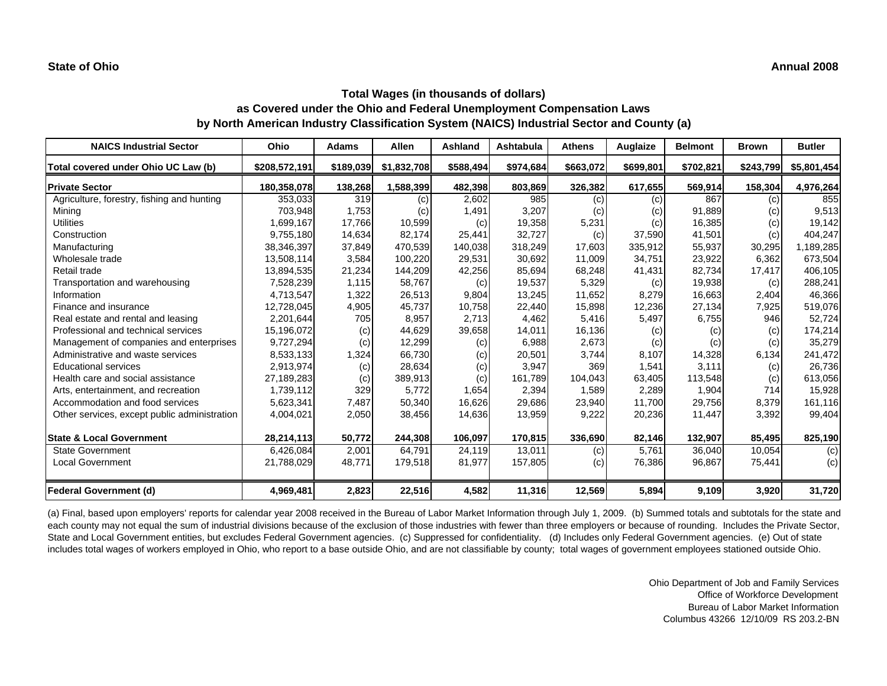**State of Ohio** **Annual 2008**

## Total Wages (in thousands of dollars)
## as Covered under the Ohio and Federal Unemployment Compensation Laws
## by North American Industry Classification System (NAICS) Industrial Sector and County (a)

| NAICS Industrial Sector | Ohio | Adams | Allen | Ashland | Ashtabula | Athens | Auglaize | Belmont | Brown | Butler |
|---|---|---|---|---|---|---|---|---|---|---|
| Total covered under Ohio UC Law (b) | $208,572,191 | $189,039 | $1,832,708 | $588,494 | $974,684 | $663,072 | $699,801 | $702,821 | $243,799 | $5,801,454 |
| **Private Sector** | **180,358,078** | **138,268** | **1,588,399** | **482,398** | **803,869** | **326,382** | **617,655** | **569,914** | **158,304** | **4,976,264** |
| Agriculture, forestry, fishing and hunting | 353,033 | 319 | (c) | 2,602 | 985 | (c) | (c) | 867 | (c) | 855 |
| Mining | 703,948 | 1,753 | (c) | 1,491 | 3,207 | (c) | (c) | 91,889 | (c) | 9,513 |
| Utilities | 1,699,167 | 17,766 | 10,599 | (c) | 19,358 | 5,231 | (c) | 16,385 | (c) | 19,142 |
| Construction | 9,755,180 | 14,634 | 82,174 | 25,441 | 32,727 | (c) | 37,590 | 41,501 | (c) | 404,247 |
| Manufacturing | 38,346,397 | 37,849 | 470,539 | 140,038 | 318,249 | 17,603 | 335,912 | 55,937 | 30,295 | 1,189,285 |
| Wholesale trade | 13,508,114 | 3,584 | 100,220 | 29,531 | 30,692 | 11,009 | 34,751 | 23,922 | 6,362 | 673,504 |
| Retail trade | 13,894,535 | 21,234 | 144,209 | 42,256 | 85,694 | 68,248 | 41,431 | 82,734 | 17,417 | 406,105 |
| Transportation and warehousing | 7,528,239 | 1,115 | 58,767 | (c) | 19,537 | 5,329 | (c) | 19,938 | (c) | 288,241 |
| Information | 4,713,547 | 1,322 | 26,513 | 9,804 | 13,245 | 11,652 | 8,279 | 16,663 | 2,404 | 46,366 |
| Finance and insurance | 12,728,045 | 4,905 | 45,737 | 10,758 | 22,440 | 15,898 | 12,236 | 27,134 | 7,925 | 519,076 |
| Real estate and rental and leasing | 2,201,644 | 705 | 8,957 | 2,713 | 4,462 | 5,416 | 5,497 | 6,755 | 946 | 52,724 |
| Professional and technical services | 15,196,072 | (c) | 44,629 | 39,658 | 14,011 | 16,136 | (c) | (c) | (c) | 174,214 |
| Management of companies and enterprises | 9,727,294 | (c) | 12,299 | (c) | 6,988 | 2,673 | (c) | (c) | (c) | 35,279 |
| Administrative and waste services | 8,533,133 | 1,324 | 66,730 | (c) | 20,501 | 3,744 | 8,107 | 14,328 | 6,134 | 241,472 |
| Educational services | 2,913,974 | (c) | 28,634 | (c) | 3,947 | 369 | 1,541 | 3,111 | (c) | 26,736 |
| Health care and social assistance | 27,189,283 | (c) | 389,913 | (c) | 161,789 | 104,043 | 63,405 | 113,548 | (c) | 613,056 |
| Arts, entertainment, and recreation | 1,739,112 | 329 | 5,772 | 1,654 | 2,394 | 1,589 | 2,289 | 1,904 | 714 | 15,928 |
| Accommodation and food services | 5,623,341 | 7,487 | 50,340 | 16,626 | 29,686 | 23,940 | 11,700 | 29,756 | 8,379 | 161,116 |
| Other services, except public administration | 4,004,021 | 2,050 | 38,456 | 14,636 | 13,959 | 9,222 | 20,236 | 11,447 | 3,392 | 99,404 |
| **State & Local Government** | **28,214,113** | **50,772** | **244,308** | **106,097** | **170,815** | **336,690** | **82,146** | **132,907** | **85,495** | **825,190** |
| State Government | 6,426,084 | 2,001 | 64,791 | 24,119 | 13,011 | (c) | 5,761 | 36,040 | 10,054 | (c) |
| Local Government | 21,788,029 | 48,771 | 179,518 | 81,977 | 157,805 | (c) | 76,386 | 96,867 | 75,441 | (c) |
| **Federal Government (d)** | **4,969,481** | **2,823** | **22,516** | **4,582** | **11,316** | **12,569** | **5,894** | **9,109** | **3,920** | **31,720** |

(a) Final, based upon employers' reports for calendar year 2008 received in the Bureau of Labor Market Information through July 1, 2009. (b) Summed totals and subtotals for the state and each county may not equal the sum of industrial divisions because of the exclusion of those industries with fewer than three employers or because of rounding. Includes the Private Sector, State and Local Government entities, but excludes Federal Government agencies. (c) Suppressed for confidentiality. (d) Includes only Federal Government agencies. (e) Out of state includes total wages of workers employed in Ohio, who report to a base outside Ohio, and are not classifiable by county; total wages of government employees stationed outside Ohio.

Ohio Department of Job and Family Services
Office of Workforce Development
Bureau of Labor Market Information
Columbus 43266 12/10/09 RS 203.2-BN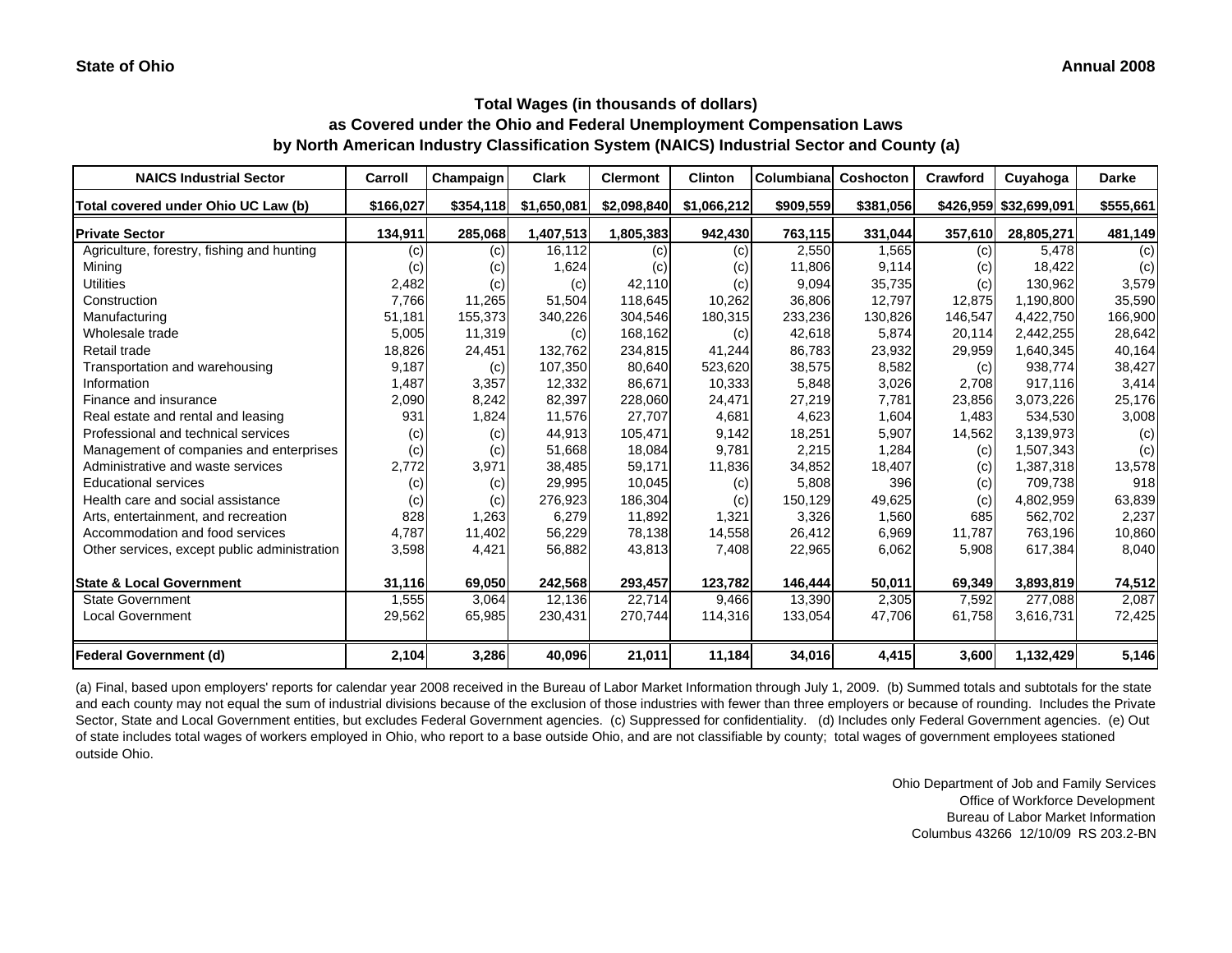State of Ohio

Annual 2008

## Total Wages (in thousands of dollars)
## as Covered under the Ohio and Federal Unemployment Compensation Laws
## by North American Industry Classification System (NAICS) Industrial Sector and County (a)

| NAICS Industrial Sector | Carroll | Champaign | Clark | Clermont | Clinton | Columbiana | Coshocton | Crawford | Cuyahoga | Darke |
|---|---|---|---|---|---|---|---|---|---|---|
| Total covered under Ohio UC Law (b) | $166,027 | $354,118 | $1,650,081 | $2,098,840 | $1,066,212 | $909,559 | $381,056 | $426,959 | $32,699,091 | $555,661 |
| **Private Sector** | **134,911** | **285,068** | **1,407,513** | **1,805,383** | **942,430** | **763,115** | **331,044** | **357,610** | **28,805,271** | **481,149** |
| Agriculture, forestry, fishing and hunting | (c) | (c) | 16,112 | (c) | (c) | 2,550 | 1,565 | (c) | 5,478 | (c) |
| Mining | (c) | (c) | 1,624 | (c) | (c) | 11,806 | 9,114 | (c) | 18,422 | (c) |
| Utilities | 2,482 | (c) | (c) | 42,110 | (c) | 9,094 | 35,735 | (c) | 130,962 | 3,579 |
| Construction | 7,766 | 11,265 | 51,504 | 118,645 | 10,262 | 36,806 | 12,797 | 12,875 | 1,190,800 | 35,590 |
| Manufacturing | 51,181 | 155,373 | 340,226 | 304,546 | 180,315 | 233,236 | 130,826 | 146,547 | 4,422,750 | 166,900 |
| Wholesale trade | 5,005 | 11,319 | (c) | 168,162 | (c) | 42,618 | 5,874 | 20,114 | 2,442,255 | 28,642 |
| Retail trade | 18,826 | 24,451 | 132,762 | 234,815 | 41,244 | 86,783 | 23,932 | 29,959 | 1,640,345 | 40,164 |
| Transportation and warehousing | 9,187 | (c) | 107,350 | 80,640 | 523,620 | 38,575 | 8,582 | (c) | 938,774 | 38,427 |
| Information | 1,487 | 3,357 | 12,332 | 86,671 | 10,333 | 5,848 | 3,026 | 2,708 | 917,116 | 3,414 |
| Finance and insurance | 2,090 | 8,242 | 82,397 | 228,060 | 24,471 | 27,219 | 7,781 | 23,856 | 3,073,226 | 25,176 |
| Real estate and rental and leasing | 931 | 1,824 | 11,576 | 27,707 | 4,681 | 4,623 | 1,604 | 1,483 | 534,530 | 3,008 |
| Professional and technical services | (c) | (c) | 44,913 | 105,471 | 9,142 | 18,251 | 5,907 | 14,562 | 3,139,973 | (c) |
| Management of companies and enterprises | (c) | (c) | 51,668 | 18,084 | 9,781 | 2,215 | 1,284 | (c) | 1,507,343 | (c) |
| Administrative and waste services | 2,772 | 3,971 | 38,485 | 59,171 | 11,836 | 34,852 | 18,407 | (c) | 1,387,318 | 13,578 |
| Educational services | (c) | (c) | 29,995 | 10,045 | (c) | 5,808 | 396 | (c) | 709,738 | 918 |
| Health care and social assistance | (c) | (c) | 276,923 | 186,304 | (c) | 150,129 | 49,625 | (c) | 4,802,959 | 63,839 |
| Arts, entertainment, and recreation | 828 | 1,263 | 6,279 | 11,892 | 1,321 | 3,326 | 1,560 | 685 | 562,702 | 2,237 |
| Accommodation and food services | 4,787 | 11,402 | 56,229 | 78,138 | 14,558 | 26,412 | 6,969 | 11,787 | 763,196 | 10,860 |
| Other services, except public administration | 3,598 | 4,421 | 56,882 | 43,813 | 7,408 | 22,965 | 6,062 | 5,908 | 617,384 | 8,040 |
| **State & Local Government** | **31,116** | **69,050** | **242,568** | **293,457** | **123,782** | **146,444** | **50,011** | **69,349** | **3,893,819** | **74,512** |
| State Government | 1,555 | 3,064 | 12,136 | 22,714 | 9,466 | 13,390 | 2,305 | 7,592 | 277,088 | 2,087 |
| Local Government | 29,562 | 65,985 | 230,431 | 270,744 | 114,316 | 133,054 | 47,706 | 61,758 | 3,616,731 | 72,425 |
| **Federal Government (d)** | **2,104** | **3,286** | **40,096** | **21,011** | **11,184** | **34,016** | **4,415** | **3,600** | **1,132,429** | **5,146** |

(a) Final, based upon employers' reports for calendar year 2008 received in the Bureau of Labor Market Information through July 1, 2009. (b) Summed totals and subtotals for the state and each county may not equal the sum of industrial divisions because of the exclusion of those industries with fewer than three employers or because of rounding. Includes the Private Sector, State and Local Government entities, but excludes Federal Government agencies. (c) Suppressed for confidentiality. (d) Includes only Federal Government agencies. (e) Out of state includes total wages of workers employed in Ohio, who report to a base outside Ohio, and are not classifiable by county; total wages of government employees stationed outside Ohio.

Ohio Department of Job and Family Services
Office of Workforce Development
Bureau of Labor Market Information
Columbus 43266 12/10/09 RS 203.2-BN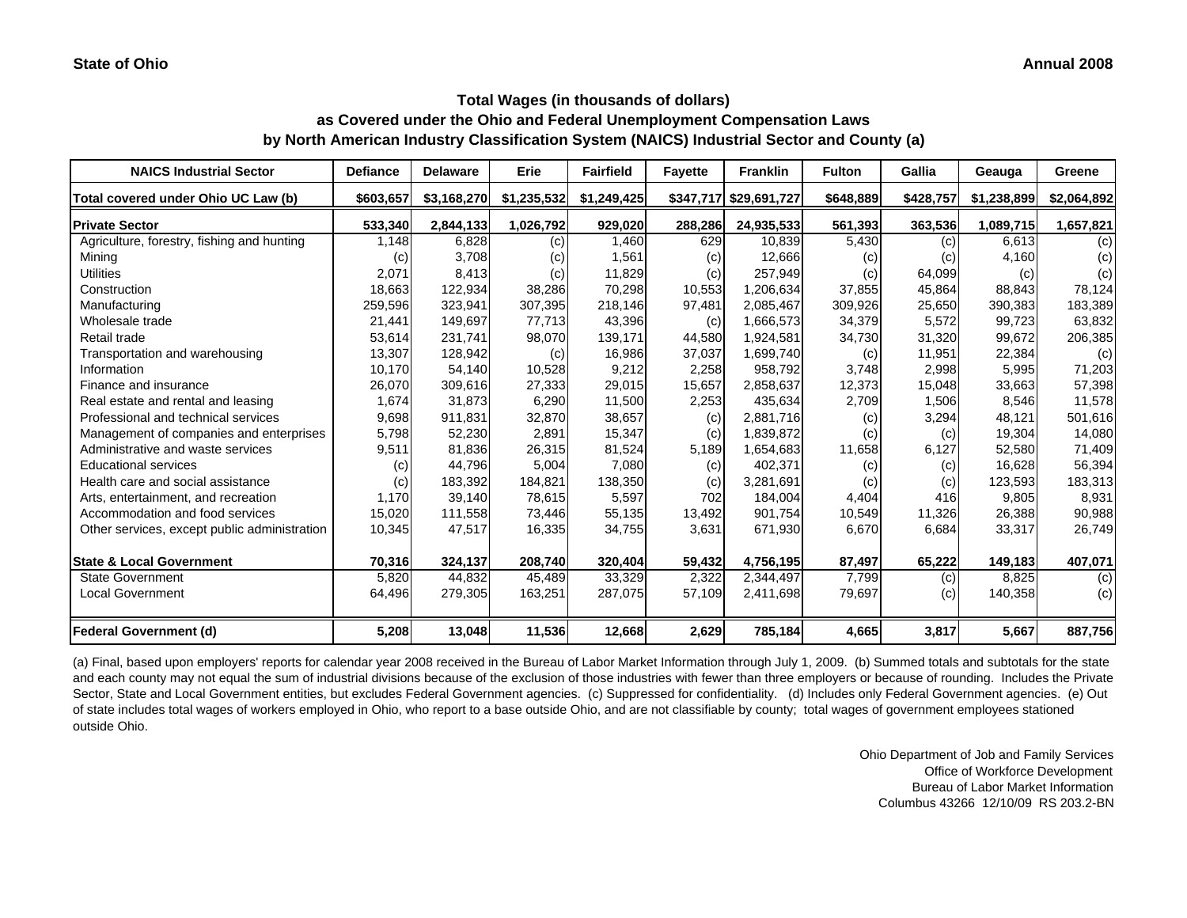**State of Ohio** **Annual 2008**

## Total Wages (in thousands of dollars)
## as Covered under the Ohio and Federal Unemployment Compensation Laws
## by North American Industry Classification System (NAICS) Industrial Sector and County (a)

| NAICS Industrial Sector | Defiance | Delaware | Erie | Fairfield | Fayette | Franklin | Fulton | Gallia | Geauga | Greene |
|---|---|---|---|---|---|---|---|---|---|---|
| **Total covered under Ohio UC Law (b)** | $603,657 | $3,168,270 | $1,235,532 | $1,249,425 | $347,717 | $29,691,727 | $648,889 | $428,757 | $1,238,899 | $2,064,892 |
| **Private Sector** | 533,340 | 2,844,133 | 1,026,792 | 929,020 | 288,286 | 24,935,533 | 561,393 | 363,536 | 1,089,715 | 1,657,821 |
| Agriculture, forestry, fishing and hunting | 1,148 | 6,828 | (c) | 1,460 | 629 | 10,839 | 5,430 | (c) | 6,613 | (c) |
| Mining | (c) | 3,708 | (c) | 1,561 | (c) | 12,666 | (c) | (c) | 4,160 | (c) |
| Utilities | 2,071 | 8,413 | (c) | 11,829 | (c) | 257,949 | (c) | 64,099 | (c) | (c) |
| Construction | 18,663 | 122,934 | 38,286 | 70,298 | 10,553 | 1,206,634 | 37,855 | 45,864 | 88,843 | 78,124 |
| Manufacturing | 259,596 | 323,941 | 307,395 | 218,146 | 97,481 | 2,085,467 | 309,926 | 25,650 | 390,383 | 183,389 |
| Wholesale trade | 21,441 | 149,697 | 77,713 | 43,396 | (c) | 1,666,573 | 34,379 | 5,572 | 99,723 | 63,832 |
| Retail trade | 53,614 | 231,741 | 98,070 | 139,171 | 44,580 | 1,924,581 | 34,730 | 31,320 | 99,672 | 206,385 |
| Transportation and warehousing | 13,307 | 128,942 | (c) | 16,986 | 37,037 | 1,699,740 | (c) | 11,951 | 22,384 | (c) |
| Information | 10,170 | 54,140 | 10,528 | 9,212 | 2,258 | 958,792 | 3,748 | 2,998 | 5,995 | 71,203 |
| Finance and insurance | 26,070 | 309,616 | 27,333 | 29,015 | 15,657 | 2,858,637 | 12,373 | 15,048 | 33,663 | 57,398 |
| Real estate and rental and leasing | 1,674 | 31,873 | 6,290 | 11,500 | 2,253 | 435,634 | 2,709 | 1,506 | 8,546 | 11,578 |
| Professional and technical services | 9,698 | 911,831 | 32,870 | 38,657 | (c) | 2,881,716 | (c) | 3,294 | 48,121 | 501,616 |
| Management of companies and enterprises | 5,798 | 52,230 | 2,891 | 15,347 | (c) | 1,839,872 | (c) | (c) | 19,304 | 14,080 |
| Administrative and waste services | 9,511 | 81,836 | 26,315 | 81,524 | 5,189 | 1,654,683 | 11,658 | 6,127 | 52,580 | 71,409 |
| Educational services | (c) | 44,796 | 5,004 | 7,080 | (c) | 402,371 | (c) | (c) | 16,628 | 56,394 |
| Health care and social assistance | (c) | 183,392 | 184,821 | 138,350 | (c) | 3,281,691 | (c) | (c) | 123,593 | 183,313 |
| Arts, entertainment, and recreation | 1,170 | 39,140 | 78,615 | 5,597 | 702 | 184,004 | 4,404 | 416 | 9,805 | 8,931 |
| Accommodation and food services | 15,020 | 111,558 | 73,446 | 55,135 | 13,492 | 901,754 | 10,549 | 11,326 | 26,388 | 90,988 |
| Other services, except public administration | 10,345 | 47,517 | 16,335 | 34,755 | 3,631 | 671,930 | 6,670 | 6,684 | 33,317 | 26,749 |
| **State & Local Government** | 70,316 | 324,137 | 208,740 | 320,404 | 59,432 | 4,756,195 | 87,497 | 65,222 | 149,183 | 407,071 |
| State Government | 5,820 | 44,832 | 45,489 | 33,329 | 2,322 | 2,344,497 | 7,799 | (c) | 8,825 | (c) |
| Local Government | 64,496 | 279,305 | 163,251 | 287,075 | 57,109 | 2,411,698 | 79,697 | (c) | 140,358 | (c) |
| **Federal Government (d)** | 5,208 | 13,048 | 11,536 | 12,668 | 2,629 | 785,184 | 4,665 | 3,817 | 5,667 | 887,756 |

(a) Final, based upon employers' reports for calendar year 2008 received in the Bureau of Labor Market Information through July 1, 2009. (b) Summed totals and subtotals for the state and each county may not equal the sum of industrial divisions because of the exclusion of those industries with fewer than three employers or because of rounding. Includes the Private Sector, State and Local Government entities, but excludes Federal Government agencies. (c) Suppressed for confidentiality. (d) Includes only Federal Government agencies. (e) Out of state includes total wages of workers employed in Ohio, who report to a base outside Ohio, and are not classifiable by county; total wages of government employees stationed outside Ohio.

Ohio Department of Job and Family Services
Office of Workforce Development
Bureau of Labor Market Information
Columbus 43266 12/10/09 RS 203.2-BN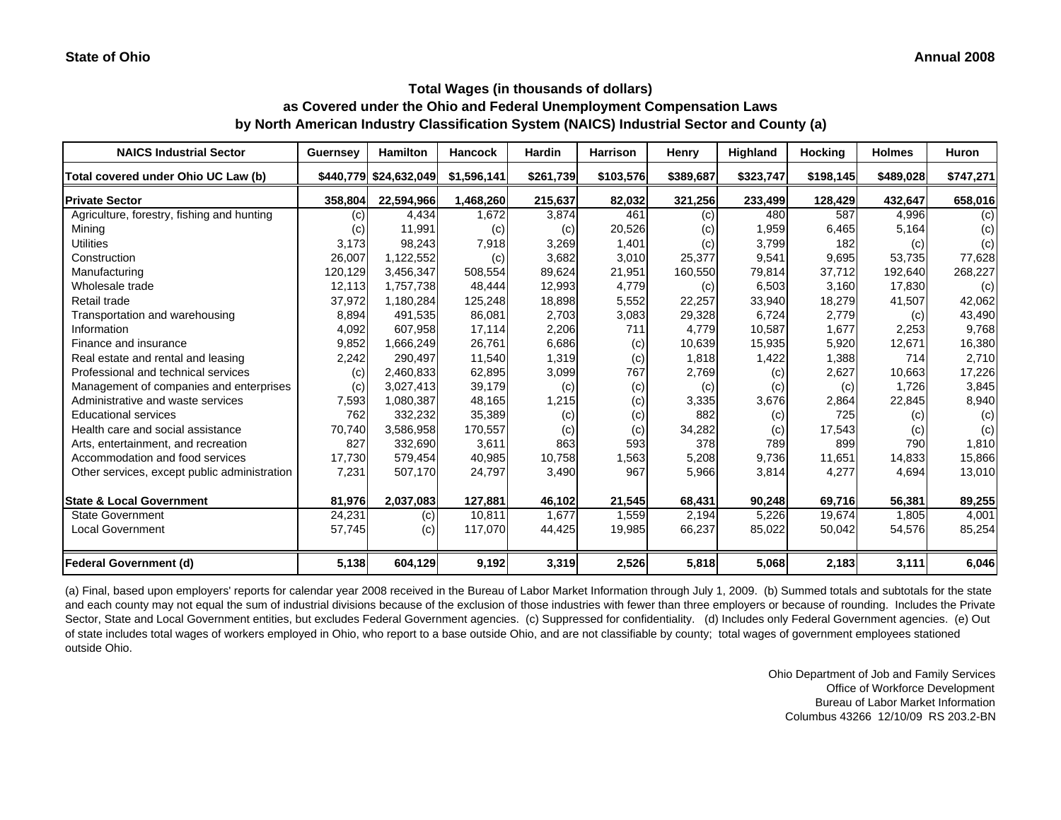**State of Ohio** **Annual 2008**

### Total Wages (in thousands of dollars)
### as Covered under the Ohio and Federal Unemployment Compensation Laws
### by North American Industry Classification System (NAICS) Industrial Sector and County (a)

| NAICS Industrial Sector | Guernsey | Hamilton | Hancock | Hardin | Harrison | Henry | Highland | Hocking | Holmes | Huron |
|---|---|---|---|---|---|---|---|---|---|---|
| Total covered under Ohio UC Law (b) | $440,779 | $24,632,049 | $1,596,141 | $261,739 | $103,576 | $389,687 | $323,747 | $198,145 | $489,028 | $747,271 |
| **Private Sector** | **358,804** | **22,594,966** | **1,468,260** | **215,637** | **82,032** | **321,256** | **233,499** | **128,429** | **432,647** | **658,016** |
| Agriculture, forestry, fishing and hunting | (c) | 4,434 | 1,672 | 3,874 | 461 | (c) | 480 | 587 | 4,996 | (c) |
| Mining | (c) | 11,991 | (c) | (c) | 20,526 | (c) | 1,959 | 6,465 | 5,164 | (c) |
| Utilities | 3,173 | 98,243 | 7,918 | 3,269 | 1,401 | (c) | 3,799 | 182 | (c) | (c) |
| Construction | 26,007 | 1,122,552 | (c) | 3,682 | 3,010 | 25,377 | 9,541 | 9,695 | 53,735 | 77,628 |
| Manufacturing | 120,129 | 3,456,347 | 508,554 | 89,624 | 21,951 | 160,550 | 79,814 | 37,712 | 192,640 | 268,227 |
| Wholesale trade | 12,113 | 1,757,738 | 48,444 | 12,993 | 4,779 | (c) | 6,503 | 3,160 | 17,830 | (c) |
| Retail trade | 37,972 | 1,180,284 | 125,248 | 18,898 | 5,552 | 22,257 | 33,940 | 18,279 | 41,507 | 42,062 |
| Transportation and warehousing | 8,894 | 491,535 | 86,081 | 2,703 | 3,083 | 29,328 | 6,724 | 2,779 | (c) | 43,490 |
| Information | 4,092 | 607,958 | 17,114 | 2,206 | 711 | 4,779 | 10,587 | 1,677 | 2,253 | 9,768 |
| Finance and insurance | 9,852 | 1,666,249 | 26,761 | 6,686 | (c) | 10,639 | 15,935 | 5,920 | 12,671 | 16,380 |
| Real estate and rental and leasing | 2,242 | 290,497 | 11,540 | 1,319 | (c) | 1,818 | 1,422 | 1,388 | 714 | 2,710 |
| Professional and technical services | (c) | 2,460,833 | 62,895 | 3,099 | 767 | 2,769 | (c) | 2,627 | 10,663 | 17,226 |
| Management of companies and enterprises | (c) | 3,027,413 | 39,179 | (c) | (c) | (c) | (c) | (c) | 1,726 | 3,845 |
| Administrative and waste services | 7,593 | 1,080,387 | 48,165 | 1,215 | (c) | 3,335 | 3,676 | 2,864 | 22,845 | 8,940 |
| Educational services | 762 | 332,232 | 35,389 | (c) | (c) | 882 | (c) | 725 | (c) | (c) |
| Health care and social assistance | 70,740 | 3,586,958 | 170,557 | (c) | (c) | 34,282 | (c) | 17,543 | (c) | (c) |
| Arts, entertainment, and recreation | 827 | 332,690 | 3,611 | 863 | 593 | 378 | 789 | 899 | 790 | 1,810 |
| Accommodation and food services | 17,730 | 579,454 | 40,985 | 10,758 | 1,563 | 5,208 | 9,736 | 11,651 | 14,833 | 15,866 |
| Other services, except public administration | 7,231 | 507,170 | 24,797 | 3,490 | 967 | 5,966 | 3,814 | 4,277 | 4,694 | 13,010 |
| **State & Local Government** | **81,976** | **2,037,083** | **127,881** | **46,102** | **21,545** | **68,431** | **90,248** | **69,716** | **56,381** | **89,255** |
| State Government | 24,231 | (c) | 10,811 | 1,677 | 1,559 | 2,194 | 5,226 | 19,674 | 1,805 | 4,001 |
| Local Government | 57,745 | (c) | 117,070 | 44,425 | 19,985 | 66,237 | 85,022 | 50,042 | 54,576 | 85,254 |
| **Federal Government (d)** | **5,138** | **604,129** | **9,192** | **3,319** | **2,526** | **5,818** | **5,068** | **2,183** | **3,111** | **6,046** |

(a) Final, based upon employers' reports for calendar year 2008 received in the Bureau of Labor Market Information through July 1, 2009. (b) Summed totals and subtotals for the state and each county may not equal the sum of industrial divisions because of the exclusion of those industries with fewer than three employers or because of rounding. Includes the Private Sector, State and Local Government entities, but excludes Federal Government agencies. (c) Suppressed for confidentiality. (d) Includes only Federal Government agencies. (e) Out of state includes total wages of workers employed in Ohio, who report to a base outside Ohio, and are not classifiable by county; total wages of government employees stationed outside Ohio.

Ohio Department of Job and Family Services
Office of Workforce Development
Bureau of Labor Market Information
Columbus 43266 12/10/09 RS 203.2-BN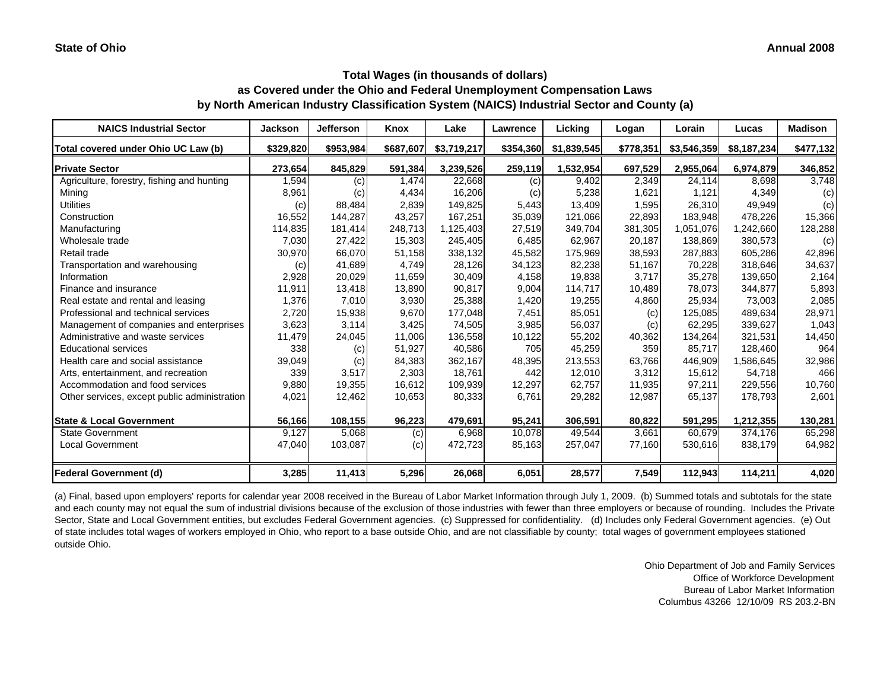State of Ohio

Annual 2008

## Total Wages (in thousands of dollars) as Covered under the Ohio and Federal Unemployment Compensation Laws by North American Industry Classification System (NAICS) Industrial Sector and County (a)

| NAICS Industrial Sector | Jackson | Jefferson | Knox | Lake | Lawrence | Licking | Logan | Lorain | Lucas | Madison |
|---|---|---|---|---|---|---|---|---|---|---|
| **Total covered under Ohio UC Law (b)** | **$329,820** | **$953,984** | **$687,607** | **$3,719,217** | **$354,360** | **$1,839,545** | **$778,351** | **$3,546,359** | **$8,187,234** | **$477,132** |
| **Private Sector** | **273,654** | **845,829** | **591,384** | **3,239,526** | **259,119** | **1,532,954** | **697,529** | **2,955,064** | **6,974,879** | **346,852** |
| Agriculture, forestry, fishing and hunting | 1,594 | (c) | 1,474 | 22,668 | (c) | 9,402 | 2,349 | 24,114 | 8,698 | 3,748 |
| Mining | 8,961 | (c) | 4,434 | 16,206 | (c) | 5,238 | 1,621 | 1,121 | 4,349 | (c) |
| Utilities | (c) | 88,484 | 2,839 | 149,825 | 5,443 | 13,409 | 1,595 | 26,310 | 49,949 | (c) |
| Construction | 16,552 | 144,287 | 43,257 | 167,251 | 35,039 | 121,066 | 22,893 | 183,948 | 478,226 | 15,366 |
| Manufacturing | 114,835 | 181,414 | 248,713 | 1,125,403 | 27,519 | 349,704 | 381,305 | 1,051,076 | 1,242,660 | 128,288 |
| Wholesale trade | 7,030 | 27,422 | 15,303 | 245,405 | 6,485 | 62,967 | 20,187 | 138,869 | 380,573 | (c) |
| Retail trade | 30,970 | 66,070 | 51,158 | 338,132 | 45,582 | 175,969 | 38,593 | 287,883 | 605,286 | 42,896 |
| Transportation and warehousing | (c) | 41,689 | 4,749 | 28,126 | 34,123 | 82,238 | 51,167 | 70,228 | 318,646 | 34,637 |
| Information | 2,928 | 20,029 | 11,659 | 30,409 | 4,158 | 19,838 | 3,717 | 35,278 | 139,650 | 2,164 |
| Finance and insurance | 11,911 | 13,418 | 13,890 | 90,817 | 9,004 | 114,717 | 10,489 | 78,073 | 344,877 | 5,893 |
| Real estate and rental and leasing | 1,376 | 7,010 | 3,930 | 25,388 | 1,420 | 19,255 | 4,860 | 25,934 | 73,003 | 2,085 |
| Professional and technical services | 2,720 | 15,938 | 9,670 | 177,048 | 7,451 | 85,051 | (c) | 125,085 | 489,634 | 28,971 |
| Management of companies and enterprises | 3,623 | 3,114 | 3,425 | 74,505 | 3,985 | 56,037 | (c) | 62,295 | 339,627 | 1,043 |
| Administrative and waste services | 11,479 | 24,045 | 11,006 | 136,558 | 10,122 | 55,202 | 40,362 | 134,264 | 321,531 | 14,450 |
| Educational services | 338 | (c) | 51,927 | 40,586 | 705 | 45,259 | 359 | 85,717 | 128,460 | 964 |
| Health care and social assistance | 39,049 | (c) | 84,383 | 362,167 | 48,395 | 213,553 | 63,766 | 446,909 | 1,586,645 | 32,986 |
| Arts, entertainment, and recreation | 339 | 3,517 | 2,303 | 18,761 | 442 | 12,010 | 3,312 | 15,612 | 54,718 | 466 |
| Accommodation and food services | 9,880 | 19,355 | 16,612 | 109,939 | 12,297 | 62,757 | 11,935 | 97,211 | 229,556 | 10,760 |
| Other services, except public administration | 4,021 | 12,462 | 10,653 | 80,333 | 6,761 | 29,282 | 12,987 | 65,137 | 178,793 | 2,601 |
| **State & Local Government** | **56,166** | **108,155** | **96,223** | **479,691** | **95,241** | **306,591** | **80,822** | **591,295** | **1,212,355** | **130,281** |
| State Government | 9,127 | 5,068 | (c) | 6,968 | 10,078 | 49,544 | 3,661 | 60,679 | 374,176 | 65,298 |
| Local Government | 47,040 | 103,087 | (c) | 472,723 | 85,163 | 257,047 | 77,160 | 530,616 | 838,179 | 64,982 |
| **Federal Government (d)** | **3,285** | **11,413** | **5,296** | **26,068** | **6,051** | **28,577** | **7,549** | **112,943** | **114,211** | **4,020** |

(a) Final, based upon employers' reports for calendar year 2008 received in the Bureau of Labor Market Information through July 1, 2009. (b) Summed totals and subtotals for the state and each county may not equal the sum of industrial divisions because of the exclusion of those industries with fewer than three employers or because of rounding. Includes the Private Sector, State and Local Government entities, but excludes Federal Government agencies. (c) Suppressed for confidentiality. (d) Includes only Federal Government agencies. (e) Out of state includes total wages of workers employed in Ohio, who report to a base outside Ohio, and are not classifiable by county; total wages of government employees stationed outside Ohio.

Ohio Department of Job and Family Services
Office of Workforce Development
Bureau of Labor Market Information
Columbus 43266 12/10/09 RS 203.2-BN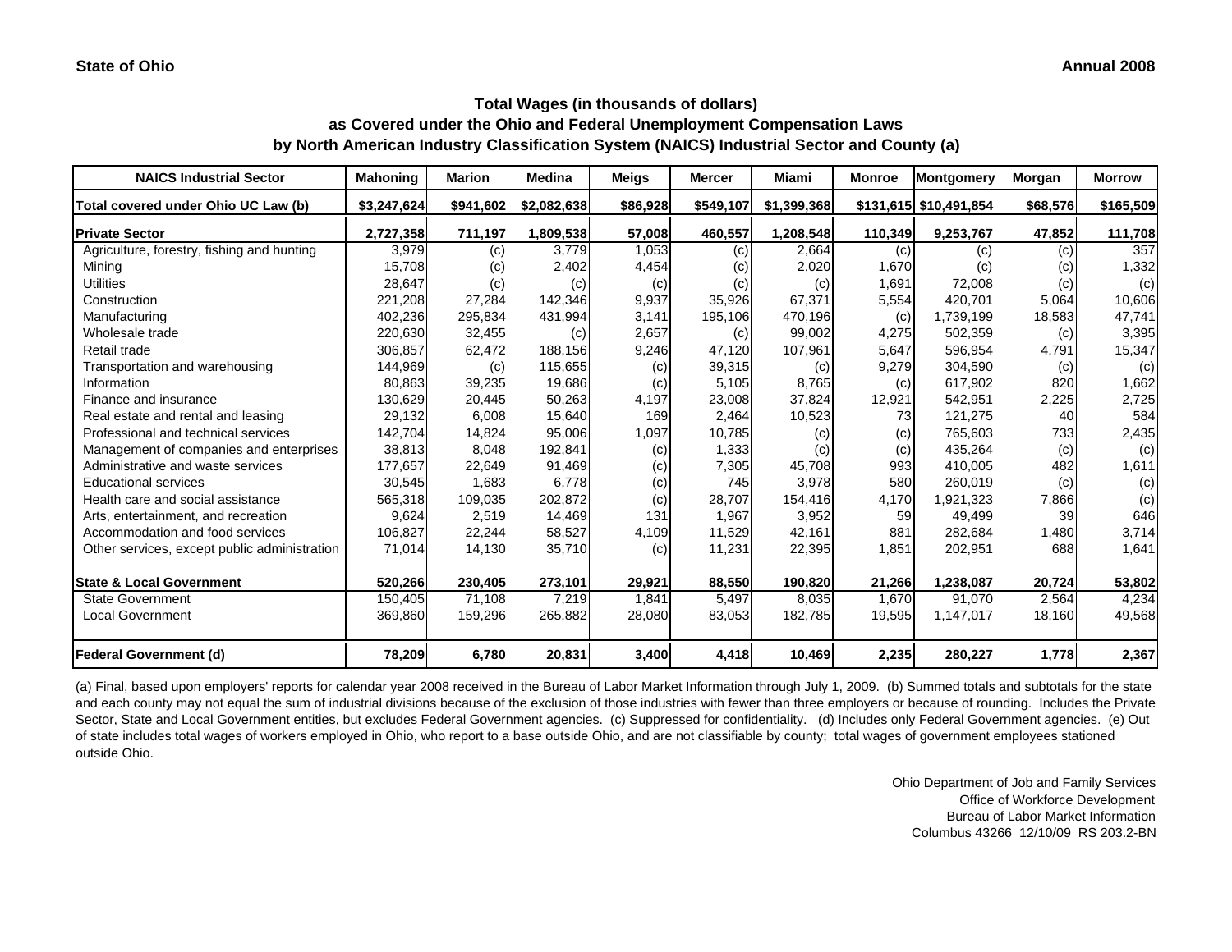**State of Ohio** **Annual 2008**

## Total Wages (in thousands of dollars)
## as Covered under the Ohio and Federal Unemployment Compensation Laws
## by North American Industry Classification System (NAICS) Industrial Sector and County (a)

| NAICS Industrial Sector | Mahoning | Marion | Medina | Meigs | Mercer | Miami | Monroe | Montgomery | Morgan | Morrow |
|---|---|---|---|---|---|---|---|---|---|---|
| Total covered under Ohio UC Law (b) | $3,247,624 | $941,602 | $2,082,638 | $86,928 | $549,107 | $1,399,368 | $131,615 | $10,491,854 | $68,576 | $165,509 |
| **Private Sector** | **2,727,358** | **711,197** | **1,809,538** | **57,008** | **460,557** | **1,208,548** | **110,349** | **9,253,767** | **47,852** | **111,708** |
| Agriculture, forestry, fishing and hunting | 3,979 | (c) | 3,779 | 1,053 | (c) | 2,664 | (c) | (c) | (c) | 357 |
| Mining | 15,708 | (c) | 2,402 | 4,454 | (c) | 2,020 | 1,670 | (c) | (c) | 1,332 |
| Utilities | 28,647 | (c) | (c) | (c) | (c) | (c) | 1,691 | 72,008 | (c) | (c) |
| Construction | 221,208 | 27,284 | 142,346 | 9,937 | 35,926 | 67,371 | 5,554 | 420,701 | 5,064 | 10,606 |
| Manufacturing | 402,236 | 295,834 | 431,994 | 3,141 | 195,106 | 470,196 | (c) | 1,739,199 | 18,583 | 47,741 |
| Wholesale trade | 220,630 | 32,455 | (c) | 2,657 | (c) | 99,002 | 4,275 | 502,359 | (c) | 3,395 |
| Retail trade | 306,857 | 62,472 | 188,156 | 9,246 | 47,120 | 107,961 | 5,647 | 596,954 | 4,791 | 15,347 |
| Transportation and warehousing | 144,969 | (c) | 115,655 | (c) | 39,315 | (c) | 9,279 | 304,590 | (c) | (c) |
| Information | 80,863 | 39,235 | 19,686 | (c) | 5,105 | 8,765 | (c) | 617,902 | 820 | 1,662 |
| Finance and insurance | 130,629 | 20,445 | 50,263 | 4,197 | 23,008 | 37,824 | 12,921 | 542,951 | 2,225 | 2,725 |
| Real estate and rental and leasing | 29,132 | 6,008 | 15,640 | 169 | 2,464 | 10,523 | 73 | 121,275 | 40 | 584 |
| Professional and technical services | 142,704 | 14,824 | 95,006 | 1,097 | 10,785 | (c) | (c) | 765,603 | 733 | 2,435 |
| Management of companies and enterprises | 38,813 | 8,048 | 192,841 | (c) | 1,333 | (c) | (c) | 435,264 | (c) | (c) |
| Administrative and waste services | 177,657 | 22,649 | 91,469 | (c) | 7,305 | 45,708 | 993 | 410,005 | 482 | 1,611 |
| Educational services | 30,545 | 1,683 | 6,778 | (c) | 745 | 3,978 | 580 | 260,019 | (c) | (c) |
| Health care and social assistance | 565,318 | 109,035 | 202,872 | (c) | 28,707 | 154,416 | 4,170 | 1,921,323 | 7,866 | (c) |
| Arts, entertainment, and recreation | 9,624 | 2,519 | 14,469 | 131 | 1,967 | 3,952 | 59 | 49,499 | 39 | 646 |
| Accommodation and food services | 106,827 | 22,244 | 58,527 | 4,109 | 11,529 | 42,161 | 881 | 282,684 | 1,480 | 3,714 |
| Other services, except public administration | 71,014 | 14,130 | 35,710 | (c) | 11,231 | 22,395 | 1,851 | 202,951 | 688 | 1,641 |
| **State & Local Government** | **520,266** | **230,405** | **273,101** | **29,921** | **88,550** | **190,820** | **21,266** | **1,238,087** | **20,724** | **53,802** |
| State Government | 150,405 | 71,108 | 7,219 | 1,841 | 5,497 | 8,035 | 1,670 | 91,070 | 2,564 | 4,234 |
| Local Government | 369,860 | 159,296 | 265,882 | 28,080 | 83,053 | 182,785 | 19,595 | 1,147,017 | 18,160 | 49,568 |
| **Federal Government (d)** | **78,209** | **6,780** | **20,831** | **3,400** | **4,418** | **10,469** | **2,235** | **280,227** | **1,778** | **2,367** |

(a) Final, based upon employers' reports for calendar year 2008 received in the Bureau of Labor Market Information through July 1, 2009. (b) Summed totals and subtotals for the state and each county may not equal the sum of industrial divisions because of the exclusion of those industries with fewer than three employers or because of rounding. Includes the Private Sector, State and Local Government entities, but excludes Federal Government agencies. (c) Suppressed for confidentiality. (d) Includes only Federal Government agencies. (e) Out of state includes total wages of workers employed in Ohio, who report to a base outside Ohio, and are not classifiable by county; total wages of government employees stationed outside Ohio.

Ohio Department of Job and Family Services
Office of Workforce Development
Bureau of Labor Market Information
Columbus 43266 12/10/09 RS 203.2-BN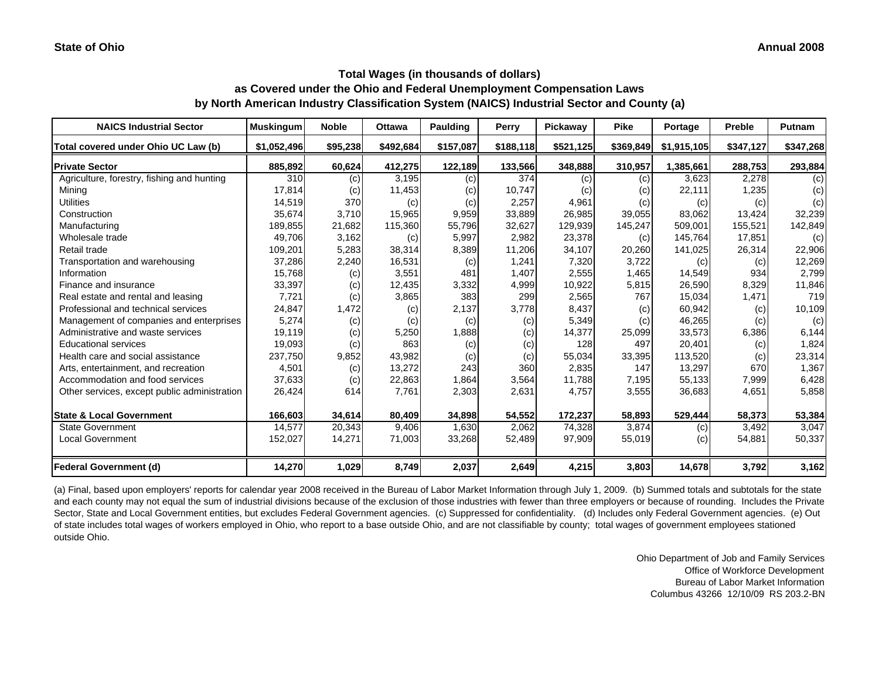State of Ohio | Annual 2008

## Total Wages (in thousands of dollars)
## as Covered under the Ohio and Federal Unemployment Compensation Laws
## by North American Industry Classification System (NAICS) Industrial Sector and County (a)

| NAICS Industrial Sector | Muskingum | Noble | Ottawa | Paulding | Perry | Pickaway | Pike | Portage | Preble | Putnam |
|---|---|---|---|---|---|---|---|---|---|---|
| Total covered under Ohio UC Law (b) | $1,052,496 | $95,238 | $492,684 | $157,087 | $188,118 | $521,125 | $369,849 | $1,915,105 | $347,127 | $347,268 |
| **Private Sector** | **885,892** | **60,624** | **412,275** | **122,189** | **133,566** | **348,888** | **310,957** | **1,385,661** | **288,753** | **293,884** |
| Agriculture, forestry, fishing and hunting | 310 | (c) | 3,195 | (c) | 374 | (c) | (c) | 3,623 | 2,278 | (c) |
| Mining | 17,814 | (c) | 11,453 | (c) | 10,747 | (c) | (c) | 22,111 | 1,235 | (c) |
| Utilities | 14,519 | 370 | (c) | (c) | 2,257 | 4,961 | (c) | (c) | (c) | (c) |
| Construction | 35,674 | 3,710 | 15,965 | 9,959 | 33,889 | 26,985 | 39,055 | 83,062 | 13,424 | 32,239 |
| Manufacturing | 189,855 | 21,682 | 115,360 | 55,796 | 32,627 | 129,939 | 145,247 | 509,001 | 155,521 | 142,849 |
| Wholesale trade | 49,706 | 3,162 | (c) | 5,997 | 2,982 | 23,378 | (c) | 145,764 | 17,851 | (c) |
| Retail trade | 109,201 | 5,283 | 38,314 | 8,389 | 11,206 | 34,107 | 20,260 | 141,025 | 26,314 | 22,906 |
| Transportation and warehousing | 37,286 | 2,240 | 16,531 | (c) | 1,241 | 7,320 | 3,722 | (c) | (c) | 12,269 |
| Information | 15,768 | (c) | 3,551 | 481 | 1,407 | 2,555 | 1,465 | 14,549 | 934 | 2,799 |
| Finance and insurance | 33,397 | (c) | 12,435 | 3,332 | 4,999 | 10,922 | 5,815 | 26,590 | 8,329 | 11,846 |
| Real estate and rental and leasing | 7,721 | (c) | 3,865 | 383 | 299 | 2,565 | 767 | 15,034 | 1,471 | 719 |
| Professional and technical services | 24,847 | 1,472 | (c) | 2,137 | 3,778 | 8,437 | (c) | 60,942 | (c) | 10,109 |
| Management of companies and enterprises | 5,274 | (c) | (c) | (c) | (c) | 5,349 | (c) | 46,265 | (c) | (c) |
| Administrative and waste services | 19,119 | (c) | 5,250 | 1,888 | (c) | 14,377 | 25,099 | 33,573 | 6,386 | 6,144 |
| Educational services | 19,093 | (c) | 863 | (c) | (c) | 128 | 497 | 20,401 | (c) | 1,824 |
| Health care and social assistance | 237,750 | 9,852 | 43,982 | (c) | (c) | 55,034 | 33,395 | 113,520 | (c) | 23,314 |
| Arts, entertainment, and recreation | 4,501 | (c) | 13,272 | 243 | 360 | 2,835 | 147 | 13,297 | 670 | 1,367 |
| Accommodation and food services | 37,633 | (c) | 22,863 | 1,864 | 3,564 | 11,788 | 7,195 | 55,133 | 7,999 | 6,428 |
| Other services, except public administration | 26,424 | 614 | 7,761 | 2,303 | 2,631 | 4,757 | 3,555 | 36,683 | 4,651 | 5,858 |
| **State & Local Government** | **166,603** | **34,614** | **80,409** | **34,898** | **54,552** | **172,237** | **58,893** | **529,444** | **58,373** | **53,384** |
| State Government | 14,577 | 20,343 | 9,406 | 1,630 | 2,062 | 74,328 | 3,874 | (c) | 3,492 | 3,047 |
| Local Government | 152,027 | 14,271 | 71,003 | 33,268 | 52,489 | 97,909 | 55,019 | (c) | 54,881 | 50,337 |
| **Federal Government (d)** | **14,270** | **1,029** | **8,749** | **2,037** | **2,649** | **4,215** | **3,803** | **14,678** | **3,792** | **3,162** |

(a) Final, based upon employers' reports for calendar year 2008 received in the Bureau of Labor Market Information through July 1, 2009. (b) Summed totals and subtotals for the state and each county may not equal the sum of industrial divisions because of the exclusion of those industries with fewer than three employers or because of rounding. Includes the Private Sector, State and Local Government entities, but excludes Federal Government agencies. (c) Suppressed for confidentiality. (d) Includes only Federal Government agencies. (e) Out of state includes total wages of workers employed in Ohio, who report to a base outside Ohio, and are not classifiable by county; total wages of government employees stationed outside Ohio.

Ohio Department of Job and Family Services
Office of Workforce Development
Bureau of Labor Market Information
Columbus 43266 12/10/09 RS 203.2-BN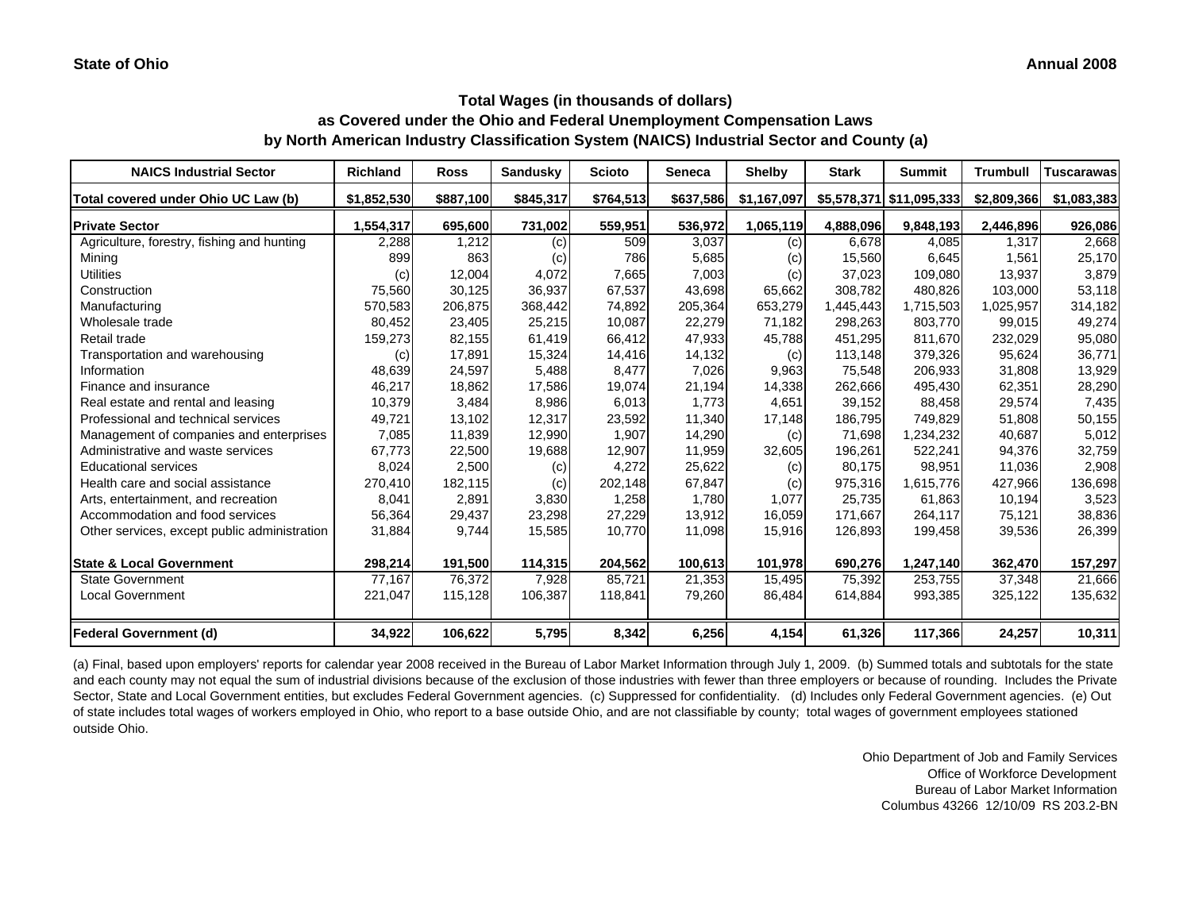State of Ohio

Annual 2008

## Total Wages (in thousands of dollars)
## as Covered under the Ohio and Federal Unemployment Compensation Laws
## by North American Industry Classification System (NAICS) Industrial Sector and County (a)

| NAICS Industrial Sector | Richland | Ross | Sandusky | Scioto | Seneca | Shelby | Stark | Summit | Trumbull | Tuscarawas |
|---|---|---|---|---|---|---|---|---|---|---|
| Total covered under Ohio UC Law (b) | $1,852,530 | $887,100 | $845,317 | $764,513 | $637,586 | $1,167,097 | $5,578,371 | $11,095,333 | $2,809,366 | $1,083,383 |
| **Private Sector** | **1,554,317** | **695,600** | **731,002** | **559,951** | **536,972** | **1,065,119** | **4,888,096** | **9,848,193** | **2,446,896** | **926,086** |
| Agriculture, forestry, fishing and hunting | 2,288 | 1,212 | (c) | 509 | 3,037 | (c) | 6,678 | 4,085 | 1,317 | 2,668 |
| Mining | 899 | 863 | (c) | 786 | 5,685 | (c) | 15,560 | 6,645 | 1,561 | 25,170 |
| Utilities | (c) | 12,004 | 4,072 | 7,665 | 7,003 | (c) | 37,023 | 109,080 | 13,937 | 3,879 |
| Construction | 75,560 | 30,125 | 36,937 | 67,537 | 43,698 | 65,662 | 308,782 | 480,826 | 103,000 | 53,118 |
| Manufacturing | 570,583 | 206,875 | 368,442 | 74,892 | 205,364 | 653,279 | 1,445,443 | 1,715,503 | 1,025,957 | 314,182 |
| Wholesale trade | 80,452 | 23,405 | 25,215 | 10,087 | 22,279 | 71,182 | 298,263 | 803,770 | 99,015 | 49,274 |
| Retail trade | 159,273 | 82,155 | 61,419 | 66,412 | 47,933 | 45,788 | 451,295 | 811,670 | 232,029 | 95,080 |
| Transportation and warehousing | (c) | 17,891 | 15,324 | 14,416 | 14,132 | (c) | 113,148 | 379,326 | 95,624 | 36,771 |
| Information | 48,639 | 24,597 | 5,488 | 8,477 | 7,026 | 9,963 | 75,548 | 206,933 | 31,808 | 13,929 |
| Finance and insurance | 46,217 | 18,862 | 17,586 | 19,074 | 21,194 | 14,338 | 262,666 | 495,430 | 62,351 | 28,290 |
| Real estate and rental and leasing | 10,379 | 3,484 | 8,986 | 6,013 | 1,773 | 4,651 | 39,152 | 88,458 | 29,574 | 7,435 |
| Professional and technical services | 49,721 | 13,102 | 12,317 | 23,592 | 11,340 | 17,148 | 186,795 | 749,829 | 51,808 | 50,155 |
| Management of companies and enterprises | 7,085 | 11,839 | 12,990 | 1,907 | 14,290 | (c) | 71,698 | 1,234,232 | 40,687 | 5,012 |
| Administrative and waste services | 67,773 | 22,500 | 19,688 | 12,907 | 11,959 | 32,605 | 196,261 | 522,241 | 94,376 | 32,759 |
| Educational services | 8,024 | 2,500 | (c) | 4,272 | 25,622 | (c) | 80,175 | 98,951 | 11,036 | 2,908 |
| Health care and social assistance | 270,410 | 182,115 | (c) | 202,148 | 67,847 | (c) | 975,316 | 1,615,776 | 427,966 | 136,698 |
| Arts, entertainment, and recreation | 8,041 | 2,891 | 3,830 | 1,258 | 1,780 | 1,077 | 25,735 | 61,863 | 10,194 | 3,523 |
| Accommodation and food services | 56,364 | 29,437 | 23,298 | 27,229 | 13,912 | 16,059 | 171,667 | 264,117 | 75,121 | 38,836 |
| Other services, except public administration | 31,884 | 9,744 | 15,585 | 10,770 | 11,098 | 15,916 | 126,893 | 199,458 | 39,536 | 26,399 |
| **State & Local Government** | **298,214** | **191,500** | **114,315** | **204,562** | **100,613** | **101,978** | **690,276** | **1,247,140** | **362,470** | **157,297** |
| State Government | 77,167 | 76,372 | 7,928 | 85,721 | 21,353 | 15,495 | 75,392 | 253,755 | 37,348 | 21,666 |
| Local Government | 221,047 | 115,128 | 106,387 | 118,841 | 79,260 | 86,484 | 614,884 | 993,385 | 325,122 | 135,632 |
| **Federal Government (d)** | **34,922** | **106,622** | **5,795** | **8,342** | **6,256** | **4,154** | **61,326** | **117,366** | **24,257** | **10,311** |

(a) Final, based upon employers' reports for calendar year 2008 received in the Bureau of Labor Market Information through July 1, 2009. (b) Summed totals and subtotals for the state and each county may not equal the sum of industrial divisions because of the exclusion of those industries with fewer than three employers or because of rounding. Includes the Private Sector, State and Local Government entities, but excludes Federal Government agencies. (c) Suppressed for confidentiality. (d) Includes only Federal Government agencies. (e) Out of state includes total wages of workers employed in Ohio, who report to a base outside Ohio, and are not classifiable by county; total wages of government employees stationed outside Ohio.

Ohio Department of Job and Family Services
Office of Workforce Development
Bureau of Labor Market Information
Columbus 43266 12/10/09 RS 203.2-BN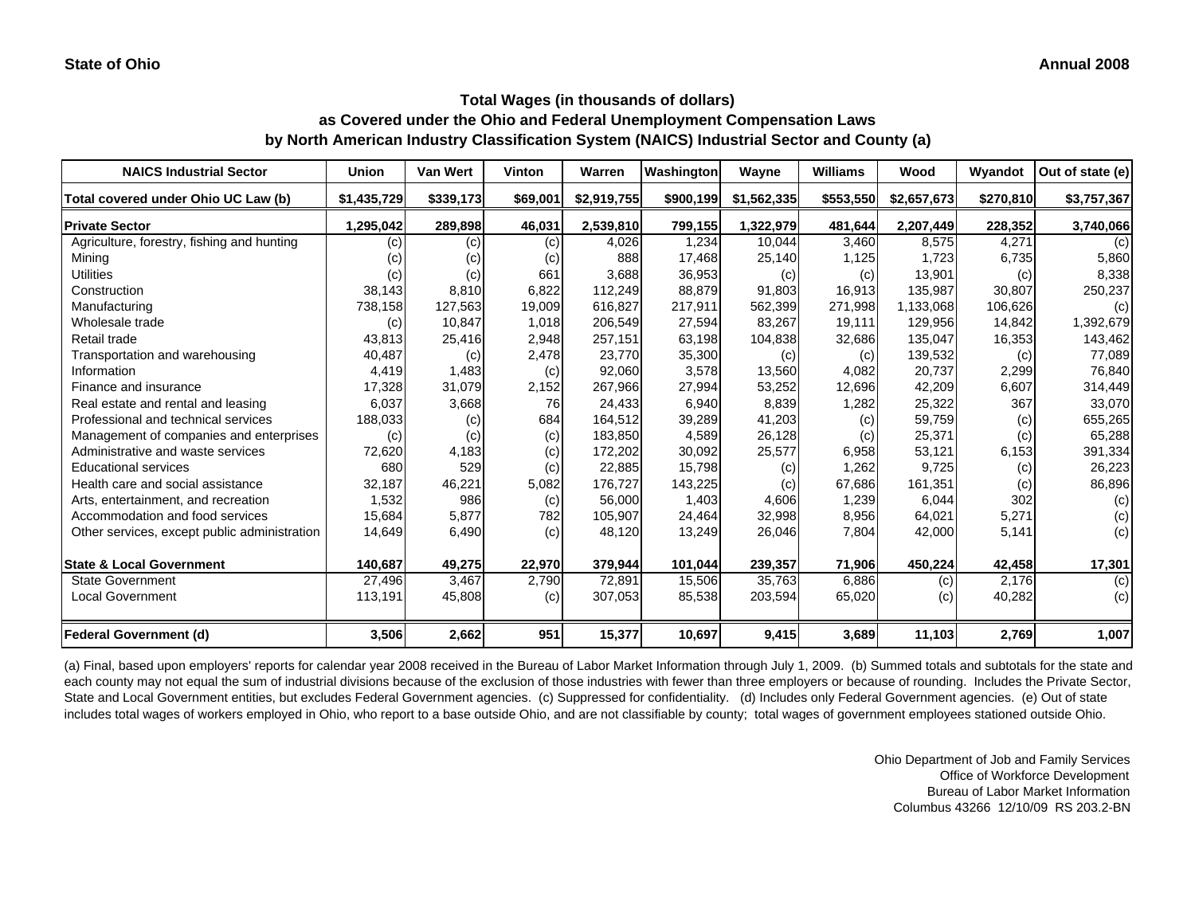**State of Ohio** | **Annual 2008**

### Total Wages (in thousands of dollars)
### as Covered under the Ohio and Federal Unemployment Compensation Laws
### by North American Industry Classification System (NAICS) Industrial Sector and County (a)

| NAICS Industrial Sector | Union | Van Wert | Vinton | Warren | Washington | Wayne | Williams | Wood | Wyandot | Out of state (e) |
|---|---|---|---|---|---|---|---|---|---|---|
| Total covered under Ohio UC Law (b) | $1,435,729 | $339,173 | $69,001 | $2,919,755 | $900,199 | $1,562,335 | $553,550 | $2,657,673 | $270,810 | $3,757,367 |
| **Private Sector** | 1,295,042 | 289,898 | 46,031 | 2,539,810 | 799,155 | 1,322,979 | 481,644 | 2,207,449 | 228,352 | 3,740,066 |
| Agriculture, forestry, fishing and hunting | (c) | (c) | (c) | 4,026 | 1,234 | 10,044 | 3,460 | 8,575 | 4,271 | (c) |
| Mining | (c) | (c) | (c) | 888 | 17,468 | 25,140 | 1,125 | 1,723 | 6,735 | 5,860 |
| Utilities | (c) | (c) | 661 | 3,688 | 36,953 | (c) | (c) | 13,901 | (c) | 8,338 |
| Construction | 38,143 | 8,810 | 6,822 | 112,249 | 88,879 | 91,803 | 16,913 | 135,987 | 30,807 | 250,237 |
| Manufacturing | 738,158 | 127,563 | 19,009 | 616,827 | 217,911 | 562,399 | 271,998 | 1,133,068 | 106,626 | (c) |
| Wholesale trade | (c) | 10,847 | 1,018 | 206,549 | 27,594 | 83,267 | 19,111 | 129,956 | 14,842 | 1,392,679 |
| Retail trade | 43,813 | 25,416 | 2,948 | 257,151 | 63,198 | 104,838 | 32,686 | 135,047 | 16,353 | 143,462 |
| Transportation and warehousing | 40,487 | (c) | 2,478 | 23,770 | 35,300 | (c) | (c) | 139,532 | (c) | 77,089 |
| Information | 4,419 | 1,483 | (c) | 92,060 | 3,578 | 13,560 | 4,082 | 20,737 | 2,299 | 76,840 |
| Finance and insurance | 17,328 | 31,079 | 2,152 | 267,966 | 27,994 | 53,252 | 12,696 | 42,209 | 6,607 | 314,449 |
| Real estate and rental and leasing | 6,037 | 3,668 | 76 | 24,433 | 6,940 | 8,839 | 1,282 | 25,322 | 367 | 33,070 |
| Professional and technical services | 188,033 | (c) | 684 | 164,512 | 39,289 | 41,203 | (c) | 59,759 | (c) | 655,265 |
| Management of companies and enterprises | (c) | (c) | (c) | 183,850 | 4,589 | 26,128 | (c) | 25,371 | (c) | 65,288 |
| Administrative and waste services | 72,620 | 4,183 | (c) | 172,202 | 30,092 | 25,577 | 6,958 | 53,121 | 6,153 | 391,334 |
| Educational services | 680 | 529 | (c) | 22,885 | 15,798 | (c) | 1,262 | 9,725 | (c) | 26,223 |
| Health care and social assistance | 32,187 | 46,221 | 5,082 | 176,727 | 143,225 | (c) | 67,686 | 161,351 | (c) | 86,896 |
| Arts, entertainment, and recreation | 1,532 | 986 | (c) | 56,000 | 1,403 | 4,606 | 1,239 | 6,044 | 302 | (c) |
| Accommodation and food services | 15,684 | 5,877 | 782 | 105,907 | 24,464 | 32,998 | 8,956 | 64,021 | 5,271 | (c) |
| Other services, except public administration | 14,649 | 6,490 | (c) | 48,120 | 13,249 | 26,046 | 7,804 | 42,000 | 5,141 | (c) |
| **State & Local Government** | 140,687 | 49,275 | 22,970 | 379,944 | 101,044 | 239,357 | 71,906 | 450,224 | 42,458 | 17,301 |
| State Government | 27,496 | 3,467 | 2,790 | 72,891 | 15,506 | 35,763 | 6,886 | (c) | 2,176 | (c) |
| Local Government | 113,191 | 45,808 | (c) | 307,053 | 85,538 | 203,594 | 65,020 | (c) | 40,282 | (c) |
| **Federal Government (d)** | 3,506 | 2,662 | 951 | 15,377 | 10,697 | 9,415 | 3,689 | 11,103 | 2,769 | 1,007 |

(a) Final, based upon employers' reports for calendar year 2008 received in the Bureau of Labor Market Information through July 1, 2009. (b) Summed totals and subtotals for the state and each county may not equal the sum of industrial divisions because of the exclusion of those industries with fewer than three employers or because of rounding. Includes the Private Sector, State and Local Government entities, but excludes Federal Government agencies. (c) Suppressed for confidentiality. (d) Includes only Federal Government agencies. (e) Out of state includes total wages of workers employed in Ohio, who report to a base outside Ohio, and are not classifiable by county; total wages of government employees stationed outside Ohio.

Ohio Department of Job and Family Services
Office of Workforce Development
Bureau of Labor Market Information
Columbus 43266 12/10/09 RS 203.2-BN